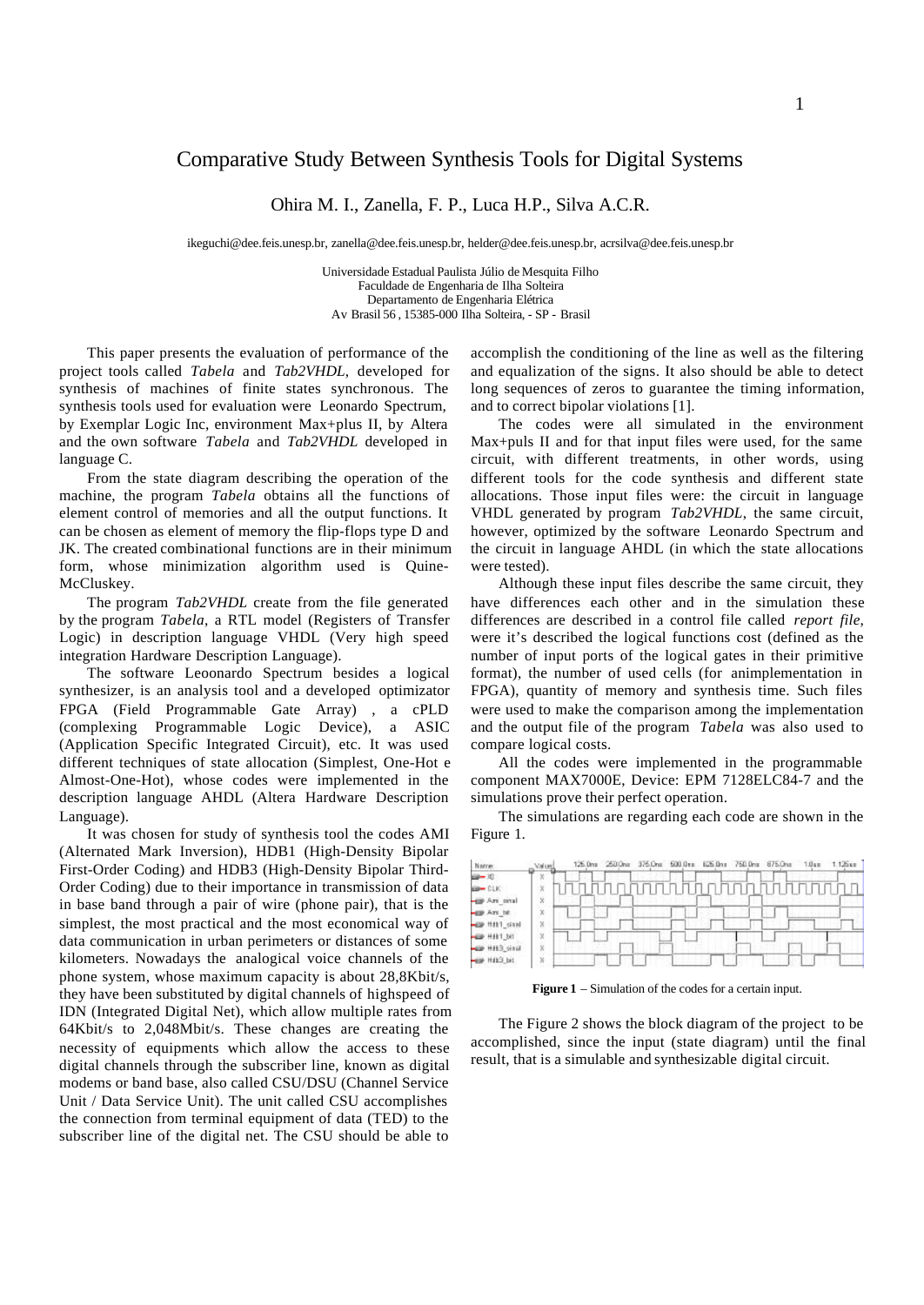# Comparative Study Between Synthesis Tools for Digital Systems

Ohira M. I., Zanella, F. P., Luca H.P., Silva A.C.R.

ikeguchi@dee.feis.unesp.br, zanella@dee.feis.unesp.br, helder@dee.feis.unesp.br, acrsilva@dee.feis.unesp.br

Universidade Estadual Paulista Júlio de Mesquita Filho
Faculdade de Engenharia de Ilha Solteira
Departamento de Engenharia Elétrica
Av Brasil 56 , 15385-000 Ilha Solteira, - SP - Brasil

This paper presents the evaluation of performance of the project tools called *Tabela* and *Tab2VHDL*, developed for synthesis of machines of finite states synchronous. The synthesis tools used for evaluation were Leonardo Spectrum, by Exemplar Logic Inc, environment Max+plus II, by Altera and the own software *Tabela* and *Tab2VHDL* developed in language C.

From the state diagram describing the operation of the machine, the program *Tabela* obtains all the functions of element control of memories and all the output functions. It can be chosen as element of memory the flip-flops type D and JK. The created combinational functions are in their minimum form, whose minimization algorithm used is Quine-McCluskey.

The program *Tab2VHDL* create from the file generated by the program *Tabela*, a RTL model (Registers of Transfer Logic) in description language VHDL (Very high speed integration Hardware Description Language).

The software Leoonardo Spectrum besides a logical synthesizer, is an analysis tool and a developed optimizator FPGA (Field Programmable Gate Array) , a cPLD (complexing Programmable Logic Device), a ASIC (Application Specific Integrated Circuit), etc. It was used different techniques of state allocation (Simplest, One-Hot e Almost-One-Hot), whose codes were implemented in the description language AHDL (Altera Hardware Description Language).

It was chosen for study of synthesis tool the codes AMI (Alternated Mark Inversion), HDB1 (High-Density Bipolar First-Order Coding) and HDB3 (High-Density Bipolar Third-Order Coding) due to their importance in transmission of data in base band through a pair of wire (phone pair), that is the simplest, the most practical and the most economical way of data communication in urban perimeters or distances of some kilometers. Nowadays the analogical voice channels of the phone system, whose maximum capacity is about 28,8Kbit/s, they have been substituted by digital channels of highspeed of IDN (Integrated Digital Net), which allow multiple rates from 64Kbit/s to 2,048Mbit/s. These changes are creating the necessity of equipments which allow the access to these digital channels through the subscriber line, known as digital modems or band base, also called CSU/DSU (Channel Service Unit / Data Service Unit). The unit called CSU accomplishes the connection from terminal equipment of data (TED) to the subscriber line of the digital net. The CSU should be able to accomplish the conditioning of the line as well as the filtering and equalization of the signs. It also should be able to detect long sequences of zeros to guarantee the timing information, and to correct bipolar violations [1].

The codes were all simulated in the environment Max+puls II and for that input files were used, for the same circuit, with different treatments, in other words, using different tools for the code synthesis and different state allocations. Those input files were: the circuit in language VHDL generated by program *Tab2VHDL*, the same circuit, however, optimized by the software Leonardo Spectrum and the circuit in language AHDL (in which the state allocations were tested).

Although these input files describe the same circuit, they have differences each other and in the simulation these differences are described in a control file called *report file*, were it's described the logical functions cost (defined as the number of input ports of the logical gates in their primitive format), the number of used cells (for animplementation in FPGA), quantity of memory and synthesis time. Such files were used to make the comparison among the implementation and the output file of the program *Tabela* was also used to compare logical costs.

All the codes were implemented in the programmable component MAX7000E, Device: EPM 7128ELC84-7 and the simulations prove their perfect operation.

The simulations are regarding each code are shown in the Figure 1.

**Figure 1** – Simulation of the codes for a certain input.

The Figure 2 shows the block diagram of the project to be accomplished, since the input (state diagram) until the final result, that is a simulable and synthesizable digital circuit.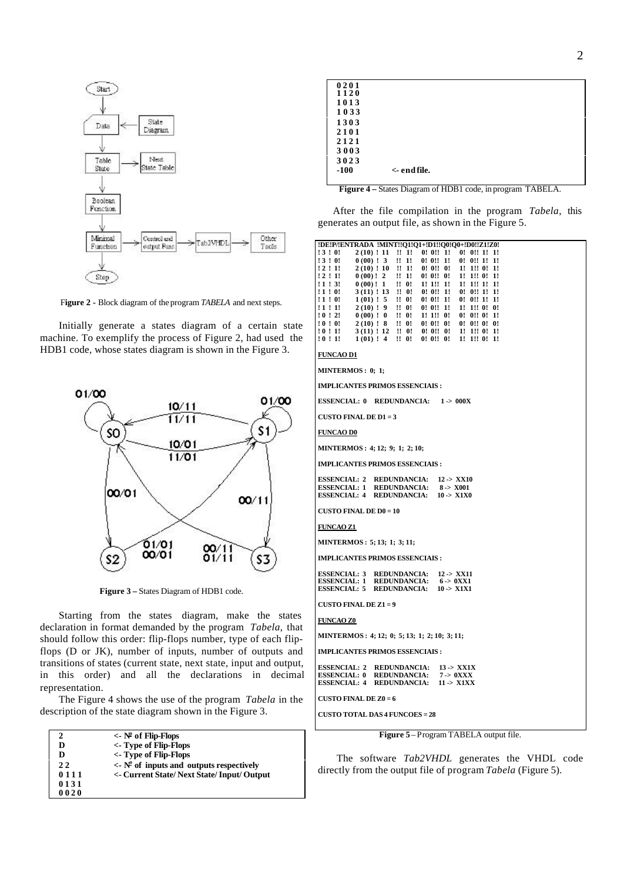**Figure 2 -** Block diagram of the program *TABELA* and next steps.

Initially generate a states diagram of a certain state machine. To exemplify the process of Figure 2, had used the HDB1 code, whose states diagram is shown in the Figure 3.

**Figure 3 –** States Diagram of HDB1 code.

Starting from the states diagram, make the states declaration in format demanded by the program *Tabela*, that should follow this order: flip-flops number, type of each flip-flops (D or JK), number of inputs, number of outputs and transitions of states (current state, next state, input and output, in this order) and all the declarations in decimal representation.

The Figure 4 shows the use of the program *Tabela* in the description of the state diagram shown in the Figure 3.

```
2           <- Nº of Flip-Flops
D           <- Type of Flip-Flops
D           <- Type of Flip-Flops
2 2         <- Nº of inputs and outputs respectively
0 1 1 1     <- Current State/ Next State/ Input/ Output
0 1 3 1
0 0 2 0
0 2 0 1
1 1 2 0
1 0 1 3
1 0 3 3
1 3 0 3
2 1 0 1
2 1 2 1
3 0 0 3
3 0 2 3
-100        <- end file.
```

**Figure 4 –** States Diagram of HDB1 code, in program TABELA.

After the file compilation in the program *Tabela*, this generates an output file, as shown in the Figure 5.

```
!DE!P/!ENTRADA !MINT!!Q1!Q1+!D1!!Q0!Q0+!D0!!Z1!Z0!
! 3 ! 0!    2 (10) ! 11   !! 1!   0! 0!! 1!   0! 0!! 1! 1!
! 3 ! 0!    0 (00) ! 3    !! 1!   0! 0!! 1!   0! 0!! 1! 1!
! 2 ! 1!    2 (10) ! 10   !! 1!   0! 0!! 0!   1! 1!! 0! 1!
! 2 ! 1!    0 (00) ! 2    !! 1!   0! 0!! 0!   1! 1!! 0! 1!
! 1 ! 3!    0 (00) ! 1    !! 0!   1! 1!! 1!   1! 1!! 1! 1!
! 1 ! 0!    3 (11) ! 13   !! 0!   0! 0!! 1!   0! 0!! 1! 1!
! 1 ! 0!    1 (01) ! 5    !! 0!   0! 0!! 1!   0! 0!! 1! 1!
! 1 ! 1!    2 (10) ! 9    !! 0!   0! 0!! 1!   1! 1!! 0! 0!
! 0 ! 2!    0 (00) ! 0    !! 0!   1! 1!! 0!   0! 0!! 0! 1!
! 0 ! 0!    2 (10) ! 8    !! 0!   0! 0!! 0!   0! 0!! 0! 0!
! 0 ! 1!    3 (11) ! 12   !! 0!   0! 0!! 0!   1! 1!! 0! 1!
! 0 ! 1!    1 (01) ! 4    !! 0!   0! 0!! 0!   1! 1!! 0! 1!

FUNCAO D1

MINTERMOS : 0; 1;

IMPLICANTES PRIMOS ESSENCIAIS :

ESSENCIAL: 0   REDUNDANCIA:    1 -> 000X

CUSTO FINAL DE D1 = 3

FUNCAO D0

MINTERMOS : 4; 12; 9; 1; 2; 10;

IMPLICANTES PRIMOS ESSENCIAIS :

ESSENCIAL: 2   REDUNDANCIA:    12 -> XX10
ESSENCIAL: 1   REDUNDANCIA:     8 -> X001
ESSENCIAL: 4   REDUNDANCIA:    10 -> X1X0

CUSTO FINAL DE D0 = 10

FUNCAO Z1

MINTERMOS : 5; 13; 1; 3; 11;

IMPLICANTES PRIMOS ESSENCIAIS :

ESSENCIAL: 3   REDUNDANCIA:    12 -> XX11
ESSENCIAL: 1   REDUNDANCIA:     6 -> 0XX1
ESSENCIAL: 5   REDUNDANCIA:    10 -> X1X1

CUSTO FINAL DE Z1 = 9

FUNCAO Z0

MINTERMOS : 4; 12; 0; 5; 13; 1; 2; 10; 3; 11;

IMPLICANTES PRIMOS ESSENCIAIS :

ESSENCIAL: 2   REDUNDANCIA:    13 -> XX1X
ESSENCIAL: 0   REDUNDANCIA:     7 -> 0XXX
ESSENCIAL: 4   REDUNDANCIA:    11 -> X1XX

CUSTO FINAL DE Z0 = 6

CUSTO TOTAL DAS 4 FUNCOES = 28
```

**Figure 5** – Program TABELA output file.

The software *Tab2VHDL* generates the VHDL code directly from the output file of program *Tabela* (Figure 5).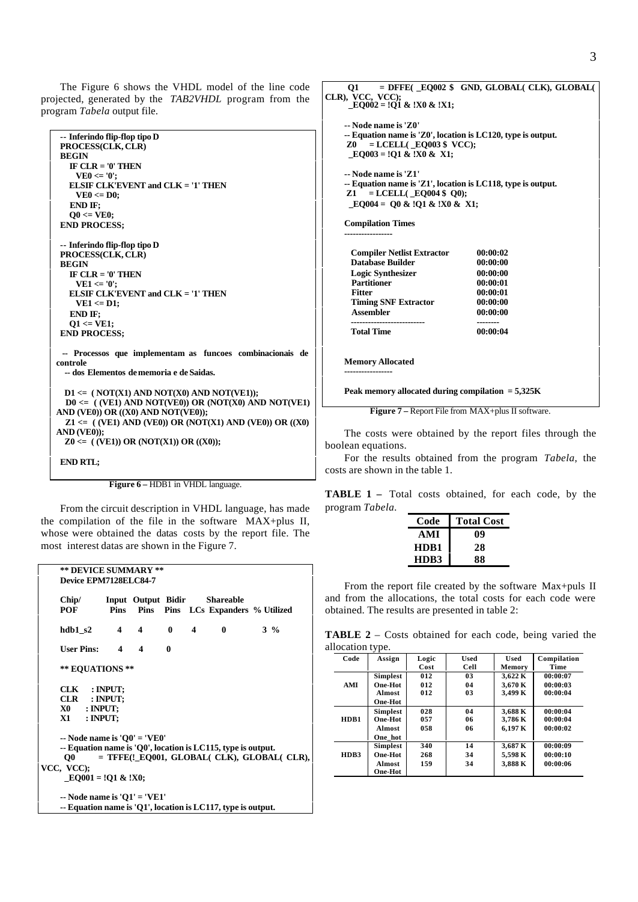The Figure 6 shows the VHDL model of the line code projected, generated by the *TAB2VHDL* program from the program *Tabela* output file.

```
-- Inferindo flip-flop tipo D
PROCESS(CLK, CLR)
BEGIN
   IF CLR = '0' THEN
     VE0 <= '0';
   ELSIF CLK'EVENT and CLK = '1' THEN
     VE0 <= D0;
   END IF;
   Q0 <= VE0;
END PROCESS;

-- Inferindo flip-flop tipo D
PROCESS(CLK, CLR)
BEGIN
   IF CLR = '0' THEN
     VE1 <= '0';
   ELSIF CLK'EVENT and CLK = '1' THEN
     VE1 <= D1;
   END IF;
   Q1 <= VE1;
END PROCESS;

-- Processos que implementam as funcoes combinacionais de controle
-- dos Elementos de memoria e de Saidas.

 D1 <= ( NOT(X1) AND NOT(X0) AND NOT(VE1));
 D0 <= ( (VE1) AND NOT(VE0)) OR (NOT(X0) AND NOT(VE1) AND (VE0)) OR ((X0) AND NOT(VE0));
 Z1 <= ( (VE1) AND NOT(VE0)) OR (NOT(X1) AND (VE0)) OR ((X0) AND (VE0));
 Z0 <= ( (VE1)) OR (NOT(X1)) OR ((X0));

END RTL;
```

**Figure 6 –** HDB1 in VHDL language.

From the circuit description in VHDL language, has made the compilation of the file in the software MAX+plus II, whose were obtained the datas costs by the report file. The most interest datas are shown in the Figure 7.

```
** DEVICE SUMMARY **
Device EPM7128ELC84-7

Chip/       Input  Output  Bidir        Shareable
POF         Pins   Pins    Pins   LCs  Expanders  % Utilized

hdb1_s2      4      4       0      4      0          3 %

User Pins:   4      4       0

** EQUATIONS **

CLK   : INPUT;
CLR   : INPUT;
X0    : INPUT;
X1    : INPUT;

-- Node name is 'Q0' = 'VE0'
-- Equation name is 'Q0', location is LC115, type is output.
 Q0     = TFFE(!_EQ001, GLOBAL( CLK), GLOBAL( CLR), VCC, VCC);
   _EQ001 = !Q1 & !X0;

-- Node name is 'Q1' = 'VE1'
-- Equation name is 'Q1', location is LC117, type is output.
 Q1     = DFFE( _EQ002 $  GND, GLOBAL( CLK), GLOBAL( CLR), VCC, VCC);
   _EQ002 = !Q1 & !X0 & !X1;

-- Node name is 'Z0'
-- Equation name is 'Z0', location is LC120, type is output.
 Z0     = LCELL( _EQ003 $ VCC);
   _EQ003 = !Q1 & !X0 &  X1;

-- Node name is 'Z1'
-- Equation name is 'Z1', location is LC118, type is output.
 Z1     = LCELL( _EQ004 $ Q0);
   _EQ004 =  Q0 & !Q1 & !X0 &  X1;

Compilation Times
-----------------

   Compiler Netlist Extractor       00:00:02
   Database Builder                 00:00:00
   Logic Synthesizer                00:00:00
   Partitioner                      00:00:01
   Fitter                           00:00:01
   Timing SNF Extractor             00:00:00
   Assembler                        00:00:00
   --------------------------       --------
   Total Time                       00:00:04


Memory Allocated
-----------------

Peak memory allocated during compilation  = 5,325K
```

**Figure 7 –** Report File from MAX+plus II software.

The costs were obtained by the report files through the boolean equations.

For the results obtained from the program *Tabela*, the costs are shown in the table 1.

**TABLE 1 –** Total costs obtained, for each code, by the program *Tabela*.

| Code | Total Cost |
|---|---|
| AMI | 09 |
| HDB1 | 28 |
| HDB3 | 88 |

From the report file created by the software Max+puls II and from the allocations, the total costs for each code were obtained. The results are presented in table 2:

**TABLE 2** – Costs obtained for each code, being varied the allocation type.

| Code | Assign | Logic Cost | Used Cell | Used Memory | Compilation Time |
|---|---|---|---|---|---|
| AMI | Simplest | 012 | 03 | 3,622 K | 00:00:07 |
| | One-Hot | 012 | 04 | 3,670 K | 00:00:03 |
| | Almost One-Hot | 012 | 03 | 3,499 K | 00:00:04 |
| HDB1 | Simplest | 028 | 04 | 3,688 K | 00:00:04 |
| | One-Hot | 057 | 06 | 3,786 K | 00:00:04 |
| | Almost One_hot | 058 | 06 | 6,197 K | 00:00:02 |
| HDB3 | Simplest | 340 | 14 | 3,687 K | 00:00:09 |
| | One-Hot | 268 | 34 | 5,598 K | 00:00:10 |
| | Almost One-Hot | 159 | 34 | 3,888 K | 00:00:06 |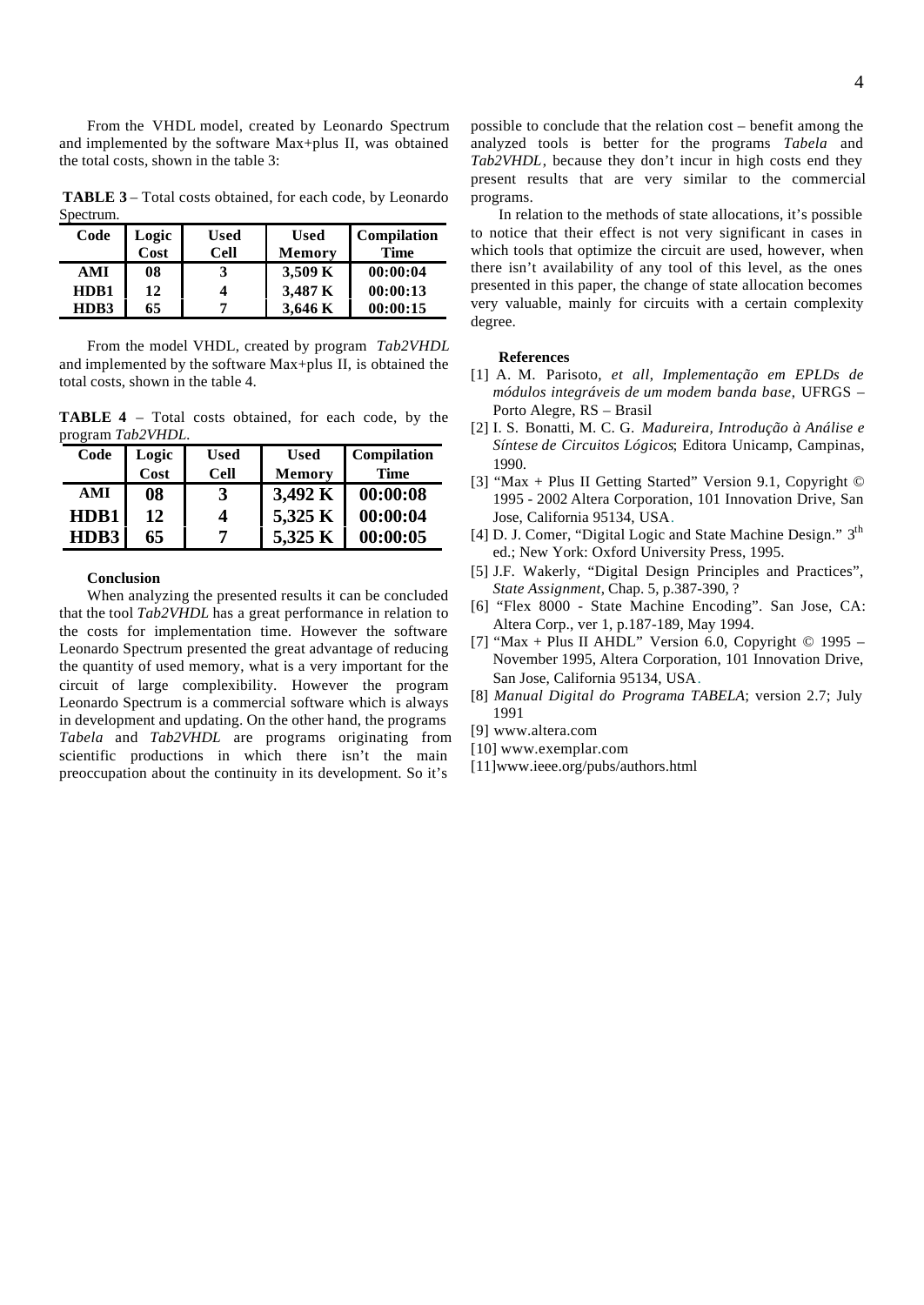From the VHDL model, created by Leonardo Spectrum and implemented by the software Max+plus II, was obtained the total costs, shown in the table 3:

**TABLE 3** – Total costs obtained, for each code, by Leonardo Spectrum.

| Code | Logic Cost | Used Cell | Used Memory | Compilation Time |
|---|---|---|---|---|
| AMI | 08 | 3 | 3,509 K | 00:00:04 |
| HDB1 | 12 | 4 | 3,487 K | 00:00:13 |
| HDB3 | 65 | 7 | 3,646 K | 00:00:15 |

From the model VHDL, created by program *Tab2VHDL* and implemented by the software Max+plus II, is obtained the total costs, shown in the table 4.

**TABLE 4** – Total costs obtained, for each code, by the program *Tab2VHDL*.

| Code | Logic Cost | Used Cell | Used Memory | Compilation Time |
|---|---|---|---|---|
| AMI | 08 | 3 | 3,492 K | 00:00:08 |
| HDB1 | 12 | 4 | 5,325 K | 00:00:04 |
| HDB3 | 65 | 7 | 5,325 K | 00:00:05 |

**Conclusion**

When analyzing the presented results it can be concluded that the tool *Tab2VHDL* has a great performance in relation to the costs for implementation time. However the software Leonardo Spectrum presented the great advantage of reducing the quantity of used memory, what is a very important for the circuit of large complexibility. However the program Leonardo Spectrum is a commercial software which is always in development and updating. On the other hand, the programs *Tabela* and *Tab2VHDL* are programs originating from scientific productions in which there isn't the main preoccupation about the continuity in its development. So it's possible to conclude that the relation cost – benefit among the analyzed tools is better for the programs *Tabela* and *Tab2VHDL*, because they don't incur in high costs end they present results that are very similar to the commercial programs.

In relation to the methods of state allocations, it's possible to notice that their effect is not very significant in cases in which tools that optimize the circuit are used, however, when there isn't availability of any tool of this level, as the ones presented in this paper, the change of state allocation becomes very valuable, mainly for circuits with a certain complexity degree.

**References**

[1] A. M. Parisoto, *et all*, *Implementação em EPLDs de módulos integráveis de um modem banda base*, UFRGS – Porto Alegre, RS – Brasil

[2] I. S. Bonatti, M. C. G. *Madureira, Introdução à Análise e Síntese de Circuitos Lógicos*; Editora Unicamp, Campinas, 1990.

[3] "Max + Plus II Getting Started" Version 9.1, Copyright © 1995 - 2002 Altera Corporation, 101 Innovation Drive, San Jose, California 95134, USA.

[4] D. J. Comer, "Digital Logic and State Machine Design." 3th ed.; New York: Oxford University Press, 1995.

[5] J.F. Wakerly, "Digital Design Principles and Practices", *State Assignment*, Chap. 5, p.387-390, ?

[6] "Flex 8000 - State Machine Encoding". San Jose, CA: Altera Corp., ver 1, p.187-189, May 1994.

[7] "Max + Plus II AHDL" Version 6.0, Copyright © 1995 – November 1995, Altera Corporation, 101 Innovation Drive, San Jose, California 95134, USA.

[8] *Manual Digital do Programa TABELA*; version 2.7; July 1991

[9] www.altera.com

[10] www.exemplar.com

[11]www.ieee.org/pubs/authors.html